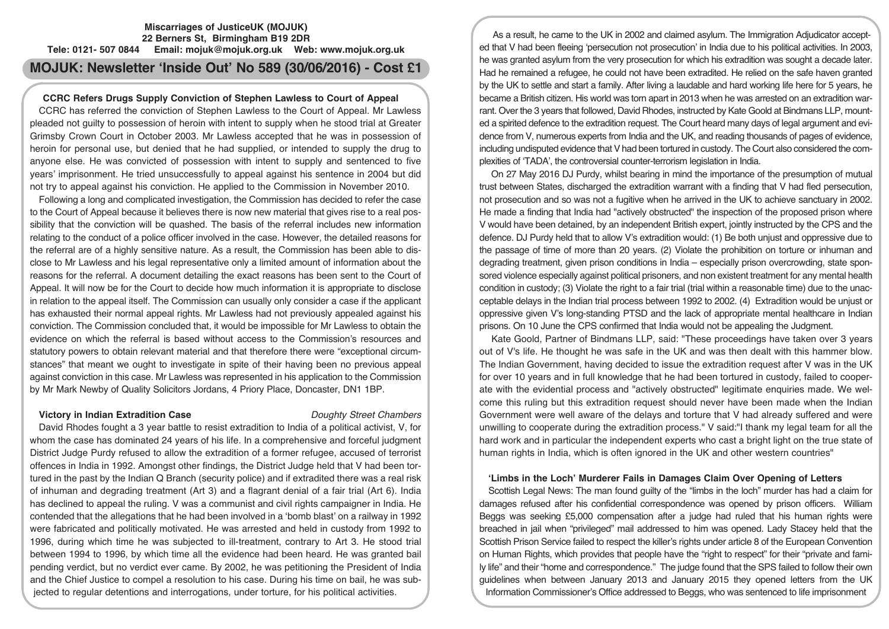**Miscarriages of JusticeUK (MOJUK)**
**22 Berners St, Birmingham B19 2DR**
**Tele: 0121- 507 0844 Email: mojuk@mojuk.org.uk Web: www.mojuk.org.uk**

# MOJUK: Newsletter 'Inside Out' No 589 (30/06/2016) - Cost £1

## CCRC Refers Drugs Supply Conviction of Stephen Lawless to Court of Appeal

CCRC has referred the conviction of Stephen Lawless to the Court of Appeal. Mr Lawless pleaded not guilty to possession of heroin with intent to supply when he stood trial at Greater Grimsby Crown Court in October 2003. Mr Lawless accepted that he was in possession of heroin for personal use, but denied that he had supplied, or intended to supply the drug to anyone else. He was convicted of possession with intent to supply and sentenced to five years' imprisonment. He tried unsuccessfully to appeal against his sentence in 2004 but did not try to appeal against his conviction. He applied to the Commission in November 2010.

Following a long and complicated investigation, the Commission has decided to refer the case to the Court of Appeal because it believes there is now new material that gives rise to a real possibility that the conviction will be quashed. The basis of the referral includes new information relating to the conduct of a police officer involved in the case. However, the detailed reasons for the referral are of a highly sensitive nature. As a result, the Commission has been able to disclose to Mr Lawless and his legal representative only a limited amount of information about the reasons for the referral. A document detailing the exact reasons has been sent to the Court of Appeal. It will now be for the Court to decide how much information it is appropriate to disclose in relation to the appeal itself. The Commission can usually only consider a case if the applicant has exhausted their normal appeal rights. Mr Lawless had not previously appealed against his conviction. The Commission concluded that, it would be impossible for Mr Lawless to obtain the evidence on which the referral is based without access to the Commission's resources and statutory powers to obtain relevant material and that therefore there were "exceptional circumstances" that meant we ought to investigate in spite of their having been no previous appeal against conviction in this case. Mr Lawless was represented in his application to the Commission by Mr Mark Newby of Quality Solicitors Jordans, 4 Priory Place, Doncaster, DN1 1BP.

## Victory in Indian Extradition Case

*Doughty Street Chambers*

David Rhodes fought a 3 year battle to resist extradition to India of a political activist, V, for whom the case has dominated 24 years of his life. In a comprehensive and forceful judgment District Judge Purdy refused to allow the extradition of a former refugee, accused of terrorist offences in India in 1992. Amongst other findings, the District Judge held that V had been tortured in the past by the Indian Q Branch (security police) and if extradited there was a real risk of inhuman and degrading treatment (Art 3) and a flagrant denial of a fair trial (Art 6). India has declined to appeal the ruling. V was a communist and civil rights campaigner in India. He contended that the allegations that he had been involved in a 'bomb blast' on a railway in 1992 were fabricated and politically motivated. He was arrested and held in custody from 1992 to 1996, during which time he was subjected to ill-treatment, contrary to Art 3. He stood trial between 1994 to 1996, by which time all the evidence had been heard. He was granted bail pending verdict, but no verdict ever came. By 2002, he was petitioning the President of India and the Chief Justice to compel a resolution to his case. During his time on bail, he was subjected to regular detentions and interrogations, under torture, for his political activities.

As a result, he came to the UK in 2002 and claimed asylum. The Immigration Adjudicator accepted that V had been fleeing 'persecution not prosecution' in India due to his political activities. In 2003, he was granted asylum from the very prosecution for which his extradition was sought a decade later. Had he remained a refugee, he could not have been extradited. He relied on the safe haven granted by the UK to settle and start a family. After living a laudable and hard working life here for 5 years, he became a British citizen. His world was torn apart in 2013 when he was arrested on an extradition warrant. Over the 3 years that followed, David Rhodes, instructed by Kate Goold at Bindmans LLP, mounted a spirited defence to the extradition request. The Court heard many days of legal argument and evidence from V, numerous experts from India and the UK, and reading thousands of pages of evidence, including undisputed evidence that V had been tortured in custody. The Court also considered the complexities of 'TADA', the controversial counter-terrorism legislation in India.

On 27 May 2016 DJ Purdy, whilst bearing in mind the importance of the presumption of mutual trust between States, discharged the extradition warrant with a finding that V had fled persecution, not prosecution and so was not a fugitive when he arrived in the UK to achieve sanctuary in 2002. He made a finding that India had "actively obstructed" the inspection of the proposed prison where V would have been detained, by an independent British expert, jointly instructed by the CPS and the defence. DJ Purdy held that to allow V's extradition would: (1) Be both unjust and oppressive due to the passage of time of more than 20 years. (2) Violate the prohibition on torture or inhuman and degrading treatment, given prison conditions in India – especially prison overcrowding, state sponsored violence especially against political prisoners, and non existent treatment for any mental health condition in custody; (3) Violate the right to a fair trial (trial within a reasonable time) due to the unacceptable delays in the Indian trial process between 1992 to 2002. (4) Extradition would be unjust or oppressive given V's long-standing PTSD and the lack of appropriate mental healthcare in Indian prisons. On 10 June the CPS confirmed that India would not be appealing the Judgment.

Kate Goold, Partner of Bindmans LLP, said: "These proceedings have taken over 3 years out of V's life. He thought he was safe in the UK and was then dealt with this hammer blow. The Indian Government, having decided to issue the extradition request after V was in the UK for over 10 years and in full knowledge that he had been tortured in custody, failed to cooperate with the evidential process and "actively obstructed" legitimate enquiries made. We welcome this ruling but this extradition request should never have been made when the Indian Government were well aware of the delays and torture that V had already suffered and were unwilling to cooperate during the extradition process." V said:"I thank my legal team for all the hard work and in particular the independent experts who cast a bright light on the true state of human rights in India, which is often ignored in the UK and other western countries"

## 'Limbs in the Loch' Murderer Fails in Damages Claim Over Opening of Letters

Scottish Legal News: The man found guilty of the "limbs in the loch" murder has had a claim for damages refused after his confidential correspondence was opened by prison officers. William Beggs was seeking £5,000 compensation after a judge had ruled that his human rights were breached in jail when "privileged" mail addressed to him was opened. Lady Stacey held that the Scottish Prison Service failed to respect the killer's rights under article 8 of the European Convention on Human Rights, which provides that people have the "right to respect" for their "private and family life" and their "home and correspondence." The judge found that the SPS failed to follow their own guidelines when between January 2013 and January 2015 they opened letters from the UK Information Commissioner's Office addressed to Beggs, who was sentenced to life imprisonment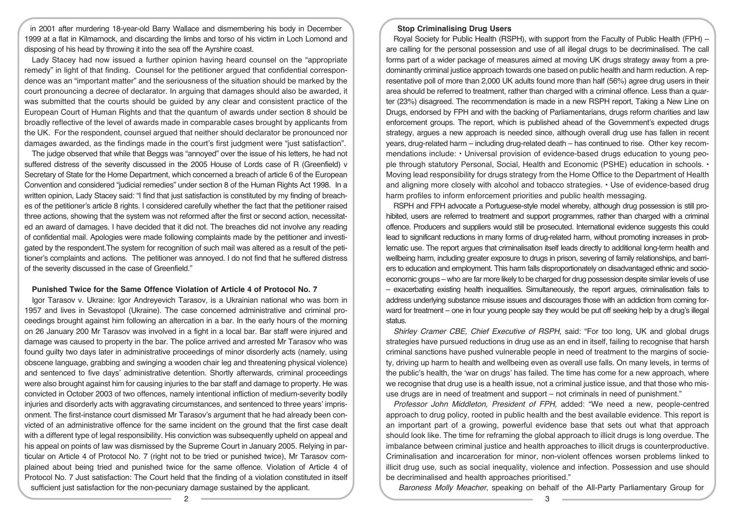in 2001 after murdering 18-year-old Barry Wallace and dismembering his body in December 1999 at a flat in Kilmarnock, and discarding the limbs and torso of his victim in Loch Lomond and disposing of his head by throwing it into the sea off the Ayrshire coast.

Lady Stacey had now issued a further opinion having heard counsel on the "appropriate remedy" in light of that finding. Counsel for the petitioner argued that confidential correspondence was an "important matter" and the seriousness of the situation should be marked by the court pronouncing a decree of declarator. In arguing that damages should also be awarded, it was submitted that the courts should be guided by any clear and consistent practice of the European Court of Human Rights and that the quantum of awards under section 8 should be broadly reflective of the level of awards made in comparable cases brought by applicants from the UK. For the respondent, counsel argued that neither should declarator be pronounced nor damages awarded, as the findings made in the court's first judgment were "just satisfaction".

The judge observed that while that Beggs was "annoyed" over the issue of his letters, he had not suffered distress of the severity discussed in the 2005 House of Lords case of R (Greenfield) v Secretary of State for the Home Department, which concerned a breach of article 6 of the European Convention and considered "judicial remedies" under section 8 of the Human Rights Act 1998. In a written opinion, Lady Stacey said: "I find that just satisfaction is constituted by my finding of breaches of the petitioner's article 8 rights. I considered carefully whether the fact that the petitioner raised three actions, showing that the system was not reformed after the first or second action, necessitated an award of damages. I have decided that it did not. The breaches did not involve any reading of confidential mail. Apologies were made following complaints made by the petitioner and investigated by the respondent.The system for recognition of such mail was altered as a result of the petitioner's complaints and actions. The petitioner was annoyed. I do not find that he suffered distress of the severity discussed in the case of Greenfield."

### Punished Twice for the Same Offence Violation of Article 4 of Protocol No. 7

Igor Tarasov v. Ukraine: Igor Andreyevich Tarasov, is a Ukrainian national who was born in 1957 and lives in Sevastopol (Ukraine). The case concerned administrative and criminal proceedings brought against him following an altercation in a bar. In the early hours of the morning on 26 January 200 Mr Tarasov was involved in a fight in a local bar. Bar staff were injured and damage was caused to property in the bar. The police arrived and arrested Mr Tarasov who was found guilty two days later in administrative proceedings of minor disorderly acts (namely, using obscene language, grabbing and swinging a wooden chair leg and threatening physical violence) and sentenced to five days' administrative detention. Shortly afterwards, criminal proceedings were also brought against him for causing injuries to the bar staff and damage to property. He was convicted in October 2003 of two offences, namely intentional infliction of medium-severity bodily injuries and disorderly acts with aggravating circumstances, and sentenced to three years' imprisonment. The first-instance court dismissed Mr Tarasov's argument that he had already been convicted of an administrative offence for the same incident on the ground that the first case dealt with a different type of legal responsibility. His conviction was subsequently upheld on appeal and his appeal on points of law was dismissed by the Supreme Court in January 2005. Relying in particular on Article 4 of Protocol No. 7 (right not to be tried or punished twice), Mr Tarasov complained about being tried and punished twice for the same offence. Violation of Article 4 of Protocol No. 7 Just satisfaction: The Court held that the finding of a violation constituted in itself sufficient just satisfaction for the non-pecuniary damage sustained by the applicant.

### Stop Criminalising Drug Users

Royal Society for Public Health (RSPH), with support from the Faculty of Public Health (FPH) – are calling for the personal possession and use of all illegal drugs to be decriminalised. The call forms part of a wider package of measures aimed at moving UK drugs strategy away from a predominantly criminal justice approach towards one based on public health and harm reduction. A representative poll of more than 2,000 UK adults found more than half (56%) agree drug users in their area should be referred to treatment, rather than charged with a criminal offence. Less than a quarter (23%) disagreed. The recommendation is made in a new RSPH report, Taking a New Line on Drugs, endorsed by FPH and with the backing of Parliamentarians, drugs reform charities and law enforcement groups. The report, which is published ahead of the Government's expected drugs strategy, argues a new approach is needed since, although overall drug use has fallen in recent years, drug-related harm – including drug-related death – has continued to rise. Other key recommendations include: • Universal provision of evidence-based drugs education to young people through statutory Personal, Social, Health and Economic (PSHE) education in schools. • Moving lead responsibility for drugs strategy from the Home Office to the Department of Health and aligning more closely with alcohol and tobacco strategies. • Use of evidence-based drug harm profiles to inform enforcement priorities and public health messaging.

RSPH and FPH advocate a Portuguese-style model whereby, although drug possession is still prohibited, users are referred to treatment and support programmes, rather than charged with a criminal offence. Producers and suppliers would still be prosecuted. International evidence suggests this could lead to significant reductions in many forms of drug-related harm, without promoting increases in problematic use. The report argues that criminalisation itself leads directly to additional long-term health and wellbeing harm, including greater exposure to drugs in prison, severing of family relationships, and barriers to education and employment. This harm falls disproportionately on disadvantaged ethnic and socioeconomic groups – who are far more likely to be charged for drug possession despite similar levels of use – exacerbating existing health inequalities. Simultaneously, the report argues, criminalisation fails to address underlying substance misuse issues and discourages those with an addiction from coming forward for treatment – one in four young people say they would be put off seeking help by a drug's illegal status.

*Shirley Cramer CBE, Chief Executive of RSPH*, said: "For too long, UK and global drugs strategies have pursued reductions in drug use as an end in itself, failing to recognise that harsh criminal sanctions have pushed vulnerable people in need of treatment to the margins of society, driving up harm to health and wellbeing even as overall use falls. On many levels, in terms of the public's health, the 'war on drugs' has failed. The time has come for a new approach, where we recognise that drug use is a health issue, not a criminal justice issue, and that those who misuse drugs are in need of treatment and support – not criminals in need of punishment."

*Professor John Middleton, President of FPH*, added: "We need a new, people-centred approach to drug policy, rooted in public health and the best available evidence. This report is an important part of a growing, powerful evidence base that sets out what that approach should look like. The time for reframing the global approach to illicit drugs is long overdue. The imbalance between criminal justice and health approaches to illicit drugs is counterproductive. Criminalisation and incarceration for minor, non-violent offences worsen problems linked to illicit drug use, such as social inequality, violence and infection. Possession and use should be decriminalised and health approaches prioritised."

*Baroness Molly Meacher*, speaking on behalf of the All-Party Parliamentary Group for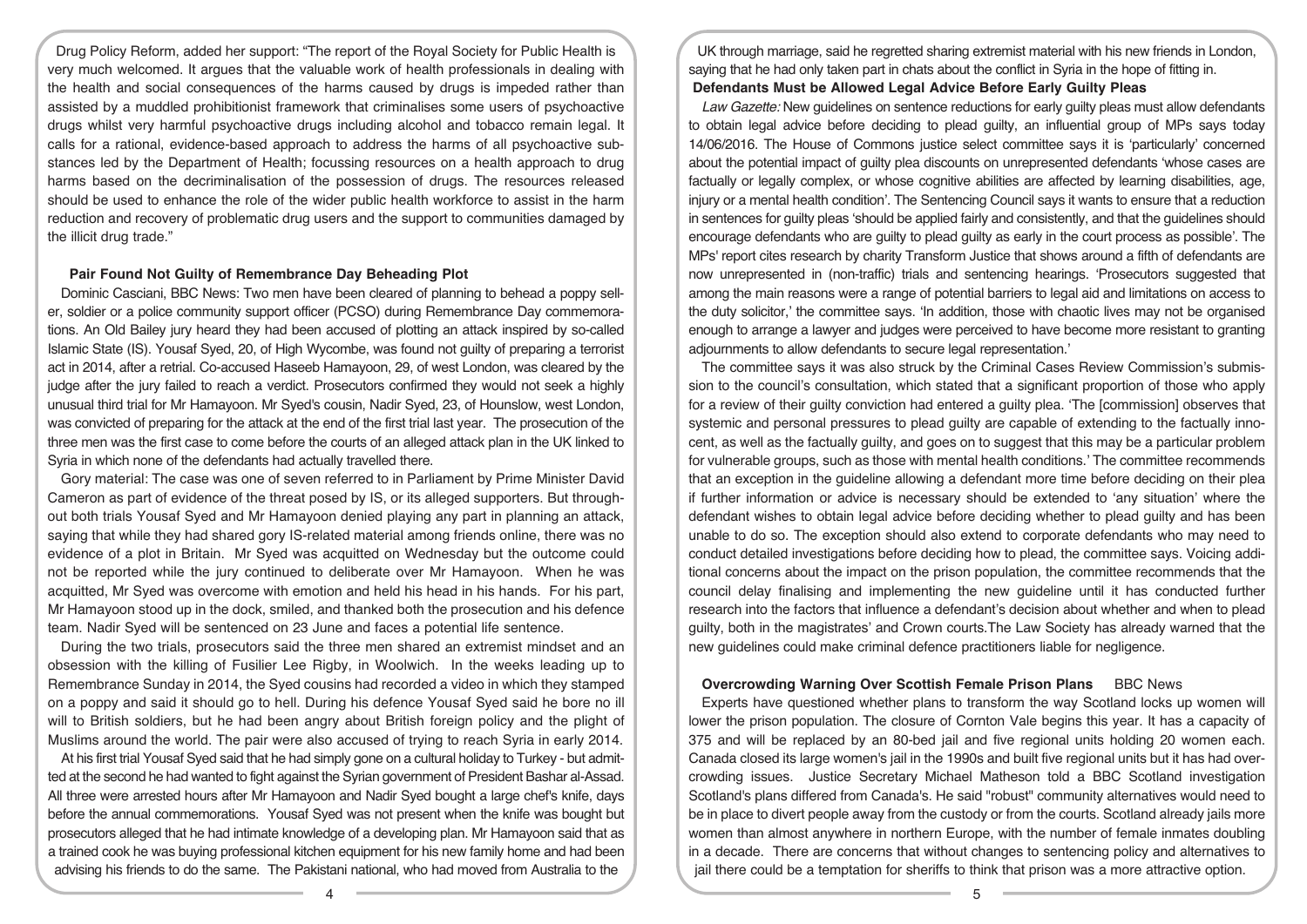Drug Policy Reform, added her support: "The report of the Royal Society for Public Health is very much welcomed. It argues that the valuable work of health professionals in dealing with the health and social consequences of the harms caused by drugs is impeded rather than assisted by a muddled prohibitionist framework that criminalises some users of psychoactive drugs whilst very harmful psychoactive drugs including alcohol and tobacco remain legal. It calls for a rational, evidence-based approach to address the harms of all psychoactive substances led by the Department of Health; focussing resources on a health approach to drug harms based on the decriminalisation of the possession of drugs. The resources released should be used to enhance the role of the wider public health workforce to assist in the harm reduction and recovery of problematic drug users and the support to communities damaged by the illicit drug trade."

### Pair Found Not Guilty of Remembrance Day Beheading Plot

Dominic Casciani, BBC News: Two men have been cleared of planning to behead a poppy seller, soldier or a police community support officer (PCSO) during Remembrance Day commemorations. An Old Bailey jury heard they had been accused of plotting an attack inspired by so-called Islamic State (IS). Yousaf Syed, 20, of High Wycombe, was found not guilty of preparing a terrorist act in 2014, after a retrial. Co-accused Haseeb Hamayoon, 29, of west London, was cleared by the judge after the jury failed to reach a verdict. Prosecutors confirmed they would not seek a highly unusual third trial for Mr Hamayoon. Mr Syed's cousin, Nadir Syed, 23, of Hounslow, west London, was convicted of preparing for the attack at the end of the first trial last year. The prosecution of the three men was the first case to come before the courts of an alleged attack plan in the UK linked to Syria in which none of the defendants had actually travelled there.

Gory material: The case was one of seven referred to in Parliament by Prime Minister David Cameron as part of evidence of the threat posed by IS, or its alleged supporters. But throughout both trials Yousaf Syed and Mr Hamayoon denied playing any part in planning an attack, saying that while they had shared gory IS-related material among friends online, there was no evidence of a plot in Britain. Mr Syed was acquitted on Wednesday but the outcome could not be reported while the jury continued to deliberate over Mr Hamayoon. When he was acquitted, Mr Syed was overcome with emotion and held his head in his hands. For his part, Mr Hamayoon stood up in the dock, smiled, and thanked both the prosecution and his defence team. Nadir Syed will be sentenced on 23 June and faces a potential life sentence.

During the two trials, prosecutors said the three men shared an extremist mindset and an obsession with the killing of Fusilier Lee Rigby, in Woolwich. In the weeks leading up to Remembrance Sunday in 2014, the Syed cousins had recorded a video in which they stamped on a poppy and said it should go to hell. During his defence Yousaf Syed said he bore no ill will to British soldiers, but he had been angry about British foreign policy and the plight of Muslims around the world. The pair were also accused of trying to reach Syria in early 2014.

At his first trial Yousaf Syed said that he had simply gone on a cultural holiday to Turkey - but admitted at the second he had wanted to fight against the Syrian government of President Bashar al-Assad. All three were arrested hours after Mr Hamayoon and Nadir Syed bought a large chef's knife, days before the annual commemorations. Yousaf Syed was not present when the knife was bought but prosecutors alleged that he had intimate knowledge of a developing plan. Mr Hamayoon said that as a trained cook he was buying professional kitchen equipment for his new family home and had been advising his friends to do the same. The Pakistani national, who had moved from Australia to the UK through marriage, said he regretted sharing extremist material with his new friends in London, saying that he had only taken part in chats about the conflict in Syria in the hope of fitting in.

### Defendants Must be Allowed Legal Advice Before Early Guilty Pleas

*Law Gazette:* New guidelines on sentence reductions for early guilty pleas must allow defendants to obtain legal advice before deciding to plead guilty, an influential group of MPs says today 14/06/2016. The House of Commons justice select committee says it is 'particularly' concerned about the potential impact of guilty plea discounts on unrepresented defendants 'whose cases are factually or legally complex, or whose cognitive abilities are affected by learning disabilities, age, injury or a mental health condition'. The Sentencing Council says it wants to ensure that a reduction in sentences for guilty pleas 'should be applied fairly and consistently, and that the guidelines should encourage defendants who are guilty to plead guilty as early in the court process as possible'. The MPs' report cites research by charity Transform Justice that shows around a fifth of defendants are now unrepresented in (non-traffic) trials and sentencing hearings. 'Prosecutors suggested that among the main reasons were a range of potential barriers to legal aid and limitations on access to the duty solicitor,' the committee says. 'In addition, those with chaotic lives may not be organised enough to arrange a lawyer and judges were perceived to have become more resistant to granting adjournments to allow defendants to secure legal representation.'

The committee says it was also struck by the Criminal Cases Review Commission's submission to the council's consultation, which stated that a significant proportion of those who apply for a review of their guilty conviction had entered a guilty plea. 'The [commission] observes that systemic and personal pressures to plead guilty are capable of extending to the factually innocent, as well as the factually guilty, and goes on to suggest that this may be a particular problem for vulnerable groups, such as those with mental health conditions.' The committee recommends that an exception in the guideline allowing a defendant more time before deciding on their plea if further information or advice is necessary should be extended to 'any situation' where the defendant wishes to obtain legal advice before deciding whether to plead guilty and has been unable to do so. The exception should also extend to corporate defendants who may need to conduct detailed investigations before deciding how to plead, the committee says. Voicing additional concerns about the impact on the prison population, the committee recommends that the council delay finalising and implementing the new guideline until it has conducted further research into the factors that influence a defendant's decision about whether and when to plead guilty, both in the magistrates' and Crown courts.The Law Society has already warned that the new guidelines could make criminal defence practitioners liable for negligence.

### Overcrowding Warning Over Scottish Female Prison Plans

BBC News

Experts have questioned whether plans to transform the way Scotland locks up women will lower the prison population. The closure of Cornton Vale begins this year. It has a capacity of 375 and will be replaced by an 80-bed jail and five regional units holding 20 women each. Canada closed its large women's jail in the 1990s and built five regional units but it has had overcrowding issues. Justice Secretary Michael Matheson told a BBC Scotland investigation Scotland's plans differed from Canada's. He said "robust" community alternatives would need to be in place to divert people away from the custody or from the courts. Scotland already jails more women than almost anywhere in northern Europe, with the number of female inmates doubling in a decade. There are concerns that without changes to sentencing policy and alternatives to jail there could be a temptation for sheriffs to think that prison was a more attractive option.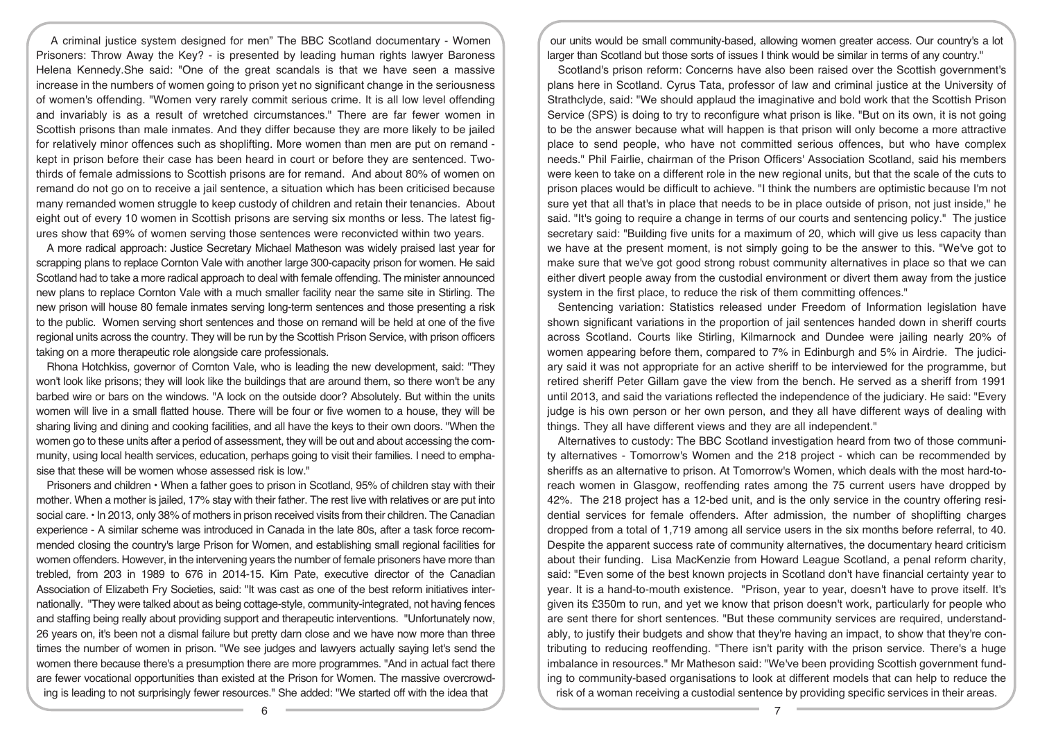A criminal justice system designed for men" The BBC Scotland documentary - Women Prisoners: Throw Away the Key? - is presented by leading human rights lawyer Baroness Helena Kennedy.She said: "One of the great scandals is that we have seen a massive increase in the numbers of women going to prison yet no significant change in the seriousness of women's offending. "Women very rarely commit serious crime. It is all low level offending and invariably is as a result of wretched circumstances." There are far fewer women in Scottish prisons than male inmates. And they differ because they are more likely to be jailed for relatively minor offences such as shoplifting. More women than men are put on remand - kept in prison before their case has been heard in court or before they are sentenced. Two-thirds of female admissions to Scottish prisons are for remand. And about 80% of women on remand do not go on to receive a jail sentence, a situation which has been criticised because many remanded women struggle to keep custody of children and retain their tenancies. About eight out of every 10 women in Scottish prisons are serving six months or less. The latest figures show that 69% of women serving those sentences were reconvicted within two years.

A more radical approach: Justice Secretary Michael Matheson was widely praised last year for scrapping plans to replace Cornton Vale with another large 300-capacity prison for women. He said Scotland had to take a more radical approach to deal with female offending. The minister announced new plans to replace Cornton Vale with a much smaller facility near the same site in Stirling. The new prison will house 80 female inmates serving long-term sentences and those presenting a risk to the public. Women serving short sentences and those on remand will be held at one of the five regional units across the country. They will be run by the Scottish Prison Service, with prison officers taking on a more therapeutic role alongside care professionals.

Rhona Hotchkiss, governor of Cornton Vale, who is leading the new development, said: "They won't look like prisons; they will look like the buildings that are around them, so there won't be any barbed wire or bars on the windows. "A lock on the outside door? Absolutely. But within the units women will live in a small flatted house. There will be four or five women to a house, they will be sharing living and dining and cooking facilities, and all have the keys to their own doors. "When the women go to these units after a period of assessment, they will be out and about accessing the community, using local health services, education, perhaps going to visit their families. I need to emphasise that these will be women whose assessed risk is low."

Prisoners and children • When a father goes to prison in Scotland, 95% of children stay with their mother. When a mother is jailed, 17% stay with their father. The rest live with relatives or are put into social care. • In 2013, only 38% of mothers in prison received visits from their children. The Canadian experience - A similar scheme was introduced in Canada in the late 80s, after a task force recommended closing the country's large Prison for Women, and establishing small regional facilities for women offenders. However, in the intervening years the number of female prisoners have more than trebled, from 203 in 1989 to 676 in 2014-15. Kim Pate, executive director of the Canadian Association of Elizabeth Fry Societies, said: "It was cast as one of the best reform initiatives internationally. "They were talked about as being cottage-style, community-integrated, not having fences and staffing being really about providing support and therapeutic interventions. "Unfortunately now, 26 years on, it's been not a dismal failure but pretty darn close and we have now more than three times the number of women in prison. "We see judges and lawyers actually saying let's send the women there because there's a presumption there are more programmes. "And in actual fact there are fewer vocational opportunities than existed at the Prison for Women. The massive overcrowding is leading to not surprisingly fewer resources." She added: "We started off with the idea that our units would be small community-based, allowing women greater access. Our country's a lot larger than Scotland but those sorts of issues I think would be similar in terms of any country."

Scotland's prison reform: Concerns have also been raised over the Scottish government's plans here in Scotland. Cyrus Tata, professor of law and criminal justice at the University of Strathclyde, said: "We should applaud the imaginative and bold work that the Scottish Prison Service (SPS) is doing to try to reconfigure what prison is like. "But on its own, it is not going to be the answer because what will happen is that prison will only become a more attractive place to send people, who have not committed serious offences, but who have complex needs." Phil Fairlie, chairman of the Prison Officers' Association Scotland, said his members were keen to take on a different role in the new regional units, but that the scale of the cuts to prison places would be difficult to achieve. "I think the numbers are optimistic because I'm not sure yet that all that's in place that needs to be in place outside of prison, not just inside," he said. "It's going to require a change in terms of our courts and sentencing policy." The justice secretary said: "Building five units for a maximum of 20, which will give us less capacity than we have at the present moment, is not simply going to be the answer to this. "We've got to make sure that we've got good strong robust community alternatives in place so that we can either divert people away from the custodial environment or divert them away from the justice system in the first place, to reduce the risk of them committing offences."

Sentencing variation: Statistics released under Freedom of Information legislation have shown significant variations in the proportion of jail sentences handed down in sheriff courts across Scotland. Courts like Stirling, Kilmarnock and Dundee were jailing nearly 20% of women appearing before them, compared to 7% in Edinburgh and 5% in Airdrie. The judiciary said it was not appropriate for an active sheriff to be interviewed for the programme, but retired sheriff Peter Gillam gave the view from the bench. He served as a sheriff from 1991 until 2013, and said the variations reflected the independence of the judiciary. He said: "Every judge is his own person or her own person, and they all have different ways of dealing with things. They all have different views and they are all independent."

Alternatives to custody: The BBC Scotland investigation heard from two of those community alternatives - Tomorrow's Women and the 218 project - which can be recommended by sheriffs as an alternative to prison. At Tomorrow's Women, which deals with the most hard-to-reach women in Glasgow, reoffending rates among the 75 current users have dropped by 42%. The 218 project has a 12-bed unit, and is the only service in the country offering residential services for female offenders. After admission, the number of shoplifting charges dropped from a total of 1,719 among all service users in the six months before referral, to 40. Despite the apparent success rate of community alternatives, the documentary heard criticism about their funding. Lisa MacKenzie from Howard League Scotland, a penal reform charity, said: "Even some of the best known projects in Scotland don't have financial certainty year to year. It is a hand-to-mouth existence. "Prison, year to year, doesn't have to prove itself. It's given its £350m to run, and yet we know that prison doesn't work, particularly for people who are sent there for short sentences. "But these community services are required, understandably, to justify their budgets and show that they're having an impact, to show that they're contributing to reducing reoffending. "There isn't parity with the prison service. There's a huge imbalance in resources." Mr Matheson said: "We've been providing Scottish government funding to community-based organisations to look at different models that can help to reduce the risk of a woman receiving a custodial sentence by providing specific services in their areas.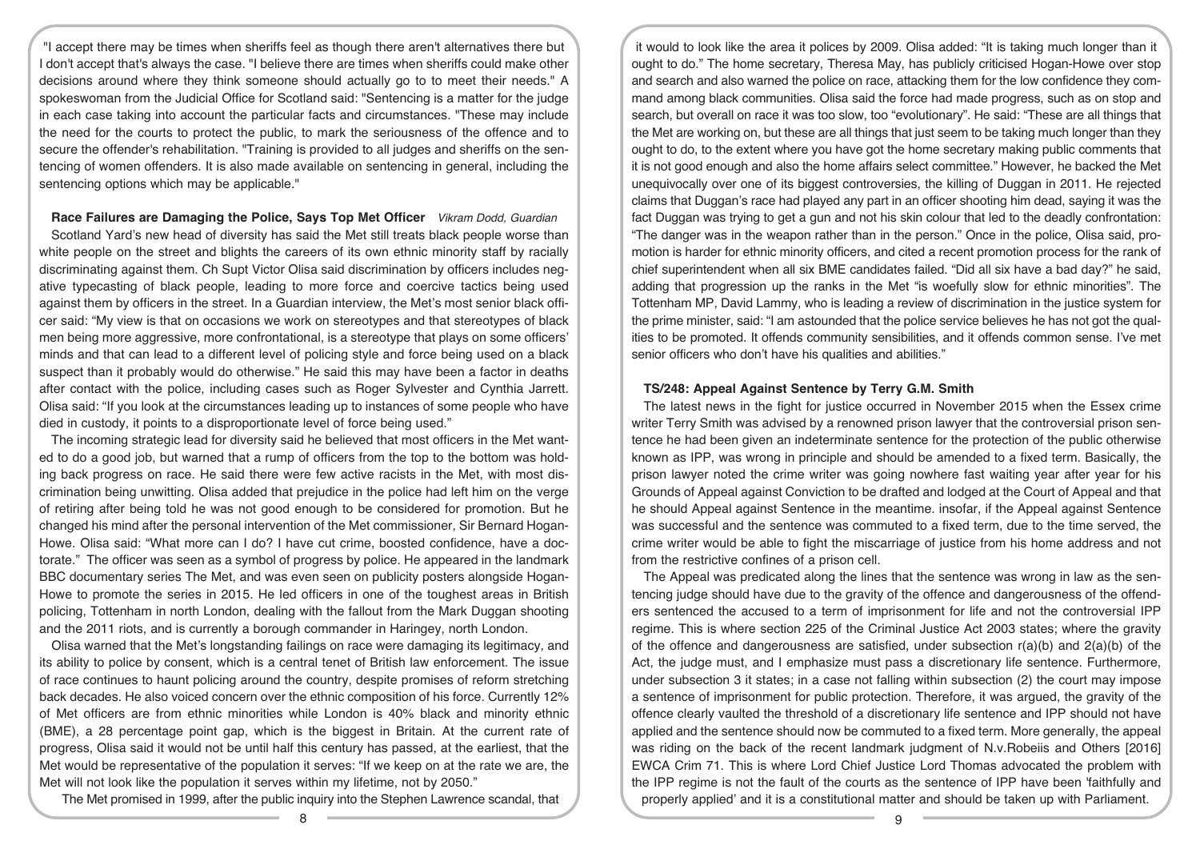"I accept there may be times when sheriffs feel as though there aren't alternatives there but I don't accept that's always the case. "I believe there are times when sheriffs could make other decisions around where they think someone should actually go to to meet their needs." A spokeswoman from the Judicial Office for Scotland said: "Sentencing is a matter for the judge in each case taking into account the particular facts and circumstances. "These may include the need for the courts to protect the public, to mark the seriousness of the offence and to secure the offender's rehabilitation. "Training is provided to all judges and sheriffs on the sentencing of women offenders. It is also made available on sentencing in general, including the sentencing options which may be applicable."

### Race Failures are Damaging the Police, Says Top Met Officer *Vikram Dodd, Guardian*

Scotland Yard's new head of diversity has said the Met still treats black people worse than white people on the street and blights the careers of its own ethnic minority staff by racially discriminating against them. Ch Supt Victor Olisa said discrimination by officers includes negative typecasting of black people, leading to more force and coercive tactics being used against them by officers in the street. In a Guardian interview, the Met's most senior black officer said: "My view is that on occasions we work on stereotypes and that stereotypes of black men being more aggressive, more confrontational, is a stereotype that plays on some officers' minds and that can lead to a different level of policing style and force being used on a black suspect than it probably would do otherwise." He said this may have been a factor in deaths after contact with the police, including cases such as Roger Sylvester and Cynthia Jarrett. Olisa said: "If you look at the circumstances leading up to instances of some people who have died in custody, it points to a disproportionate level of force being used."

The incoming strategic lead for diversity said he believed that most officers in the Met wanted to do a good job, but warned that a rump of officers from the top to the bottom was holding back progress on race. He said there were few active racists in the Met, with most discrimination being unwitting. Olisa added that prejudice in the police had left him on the verge of retiring after being told he was not good enough to be considered for promotion. But he changed his mind after the personal intervention of the Met commissioner, Sir Bernard Hogan-Howe. Olisa said: "What more can I do? I have cut crime, boosted confidence, have a doctorate." The officer was seen as a symbol of progress by police. He appeared in the landmark BBC documentary series The Met, and was even seen on publicity posters alongside Hogan-Howe to promote the series in 2015. He led officers in one of the toughest areas in British policing, Tottenham in north London, dealing with the fallout from the Mark Duggan shooting and the 2011 riots, and is currently a borough commander in Haringey, north London.

Olisa warned that the Met's longstanding failings on race were damaging its legitimacy, and its ability to police by consent, which is a central tenet of British law enforcement. The issue of race continues to haunt policing around the country, despite promises of reform stretching back decades. He also voiced concern over the ethnic composition of his force. Currently 12% of Met officers are from ethnic minorities while London is 40% black and minority ethnic (BME), a 28 percentage point gap, which is the biggest in Britain. At the current rate of progress, Olisa said it would not be until half this century has passed, at the earliest, that the Met would be representative of the population it serves: "If we keep on at the rate we are, the Met will not look like the population it serves within my lifetime, not by 2050."

The Met promised in 1999, after the public inquiry into the Stephen Lawrence scandal, that it would to look like the area it polices by 2009. Olisa added: "It is taking much longer than it ought to do." The home secretary, Theresa May, has publicly criticised Hogan-Howe over stop and search and also warned the police on race, attacking them for the low confidence they command among black communities. Olisa said the force had made progress, such as on stop and search, but overall on race it was too slow, too "evolutionary". He said: "These are all things that the Met are working on, but these are all things that just seem to be taking much longer than they ought to do, to the extent where you have got the home secretary making public comments that it is not good enough and also the home affairs select committee." However, he backed the Met unequivocally over one of its biggest controversies, the killing of Duggan in 2011. He rejected claims that Duggan's race had played any part in an officer shooting him dead, saying it was the fact Duggan was trying to get a gun and not his skin colour that led to the deadly confrontation: "The danger was in the weapon rather than in the person." Once in the police, Olisa said, promotion is harder for ethnic minority officers, and cited a recent promotion process for the rank of chief superintendent when all six BME candidates failed. "Did all six have a bad day?" he said, adding that progression up the ranks in the Met "is woefully slow for ethnic minorities". The Tottenham MP, David Lammy, who is leading a review of discrimination in the justice system for the prime minister, said: "I am astounded that the police service believes he has not got the qualities to be promoted. It offends community sensibilities, and it offends common sense. I've met senior officers who don't have his qualities and abilities."

### TS/248: Appeal Against Sentence by Terry G.M. Smith

The latest news in the fight for justice occurred in November 2015 when the Essex crime writer Terry Smith was advised by a renowned prison lawyer that the controversial prison sentence he had been given an indeterminate sentence for the protection of the public otherwise known as IPP, was wrong in principle and should be amended to a fixed term. Basically, the prison lawyer noted the crime writer was going nowhere fast waiting year after year for his Grounds of Appeal against Conviction to be drafted and lodged at the Court of Appeal and that he should Appeal against Sentence in the meantime. insofar, if the Appeal against Sentence was successful and the sentence was commuted to a fixed term, due to the time served, the crime writer would be able to fight the miscarriage of justice from his home address and not from the restrictive confines of a prison cell.

The Appeal was predicated along the lines that the sentence was wrong in law as the sentencing judge should have due to the gravity of the offence and dangerousness of the offenders sentenced the accused to a term of imprisonment for life and not the controversial IPP regime. This is where section 225 of the Criminal Justice Act 2003 states; where the gravity of the offence and dangerousness are satisfied, under subsection r(a)(b) and 2(a)(b) of the Act, the judge must, and I emphasize must pass a discretionary life sentence. Furthermore, under subsection 3 it states; in a case not falling within subsection (2) the court may impose a sentence of imprisonment for public protection. Therefore, it was argued, the gravity of the offence clearly vaulted the threshold of a discretionary life sentence and IPP should not have applied and the sentence should now be commuted to a fixed term. More generally, the appeal was riding on the back of the recent landmark judgment of N.v.Robeiis and Others [2016] EWCA Crim 71. This is where Lord Chief Justice Lord Thomas advocated the problem with the IPP regime is not the fault of the courts as the sentence of IPP have been 'faithfully and properly applied' and it is a constitutional matter and should be taken up with Parliament.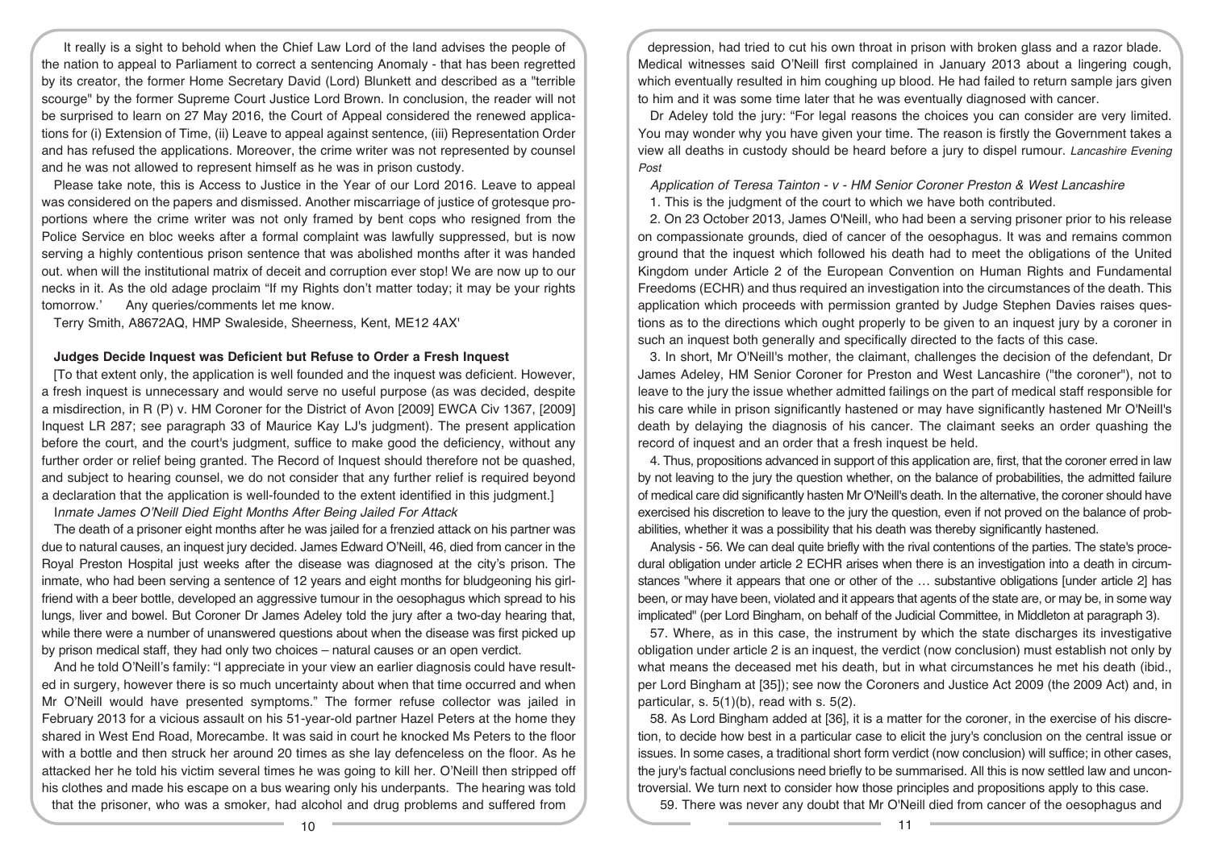It really is a sight to behold when the Chief Law Lord of the land advises the people of the nation to appeal to Parliament to correct a sentencing Anomaly - that has been regretted by its creator, the former Home Secretary David (Lord) Blunkett and described as a "terrible scourge" by the former Supreme Court Justice Lord Brown. In conclusion, the reader will not be surprised to learn on 27 May 2016, the Court of Appeal considered the renewed applications for (i) Extension of Time, (ii) Leave to appeal against sentence, (iii) Representation Order and has refused the applications. Moreover, the crime writer was not represented by counsel and he was not allowed to represent himself as he was in prison custody.

Please take note, this is Access to Justice in the Year of our Lord 2016. Leave to appeal was considered on the papers and dismissed. Another miscarriage of justice of grotesque proportions where the crime writer was not only framed by bent cops who resigned from the Police Service en bloc weeks after a formal complaint was lawfully suppressed, but is now serving a highly contentious prison sentence that was abolished months after it was handed out. when will the institutional matrix of deceit and corruption ever stop! We are now up to our necks in it. As the old adage proclaim "If my Rights don't matter today; it may be your rights tomorrow.' Any queries/comments let me know.

Terry Smith, A8672AQ, HMP Swaleside, Sheerness, Kent, ME12 4AX'

## Judges Decide Inquest was Deficient but Refuse to Order a Fresh Inquest

[To that extent only, the application is well founded and the inquest was deficient. However, a fresh inquest is unnecessary and would serve no useful purpose (as was decided, despite a misdirection, in R (P) v. HM Coroner for the District of Avon [2009] EWCA Civ 1367, [2009] Inquest LR 287; see paragraph 33 of Maurice Kay LJ's judgment). The present application before the court, and the court's judgment, suffice to make good the deficiency, without any further order or relief being granted. The Record of Inquest should therefore not be quashed, and subject to hearing counsel, we do not consider that any further relief is required beyond a declaration that the application is well-founded to the extent identified in this judgment.]

*Inmate James O'Neill Died Eight Months After Being Jailed For Attack*

The death of a prisoner eight months after he was jailed for a frenzied attack on his partner was due to natural causes, an inquest jury decided. James Edward O'Neill, 46, died from cancer in the Royal Preston Hospital just weeks after the disease was diagnosed at the city's prison. The inmate, who had been serving a sentence of 12 years and eight months for bludgeoning his girlfriend with a beer bottle, developed an aggressive tumour in the oesophagus which spread to his lungs, liver and bowel. But Coroner Dr James Adeley told the jury after a two-day hearing that, while there were a number of unanswered questions about when the disease was first picked up by prison medical staff, they had only two choices – natural causes or an open verdict.

And he told O'Neill's family: "I appreciate in your view an earlier diagnosis could have resulted in surgery, however there is so much uncertainty about when that time occurred and when Mr O'Neill would have presented symptoms." The former refuse collector was jailed in February 2013 for a vicious assault on his 51-year-old partner Hazel Peters at the home they shared in West End Road, Morecambe. It was said in court he knocked Ms Peters to the floor with a bottle and then struck her around 20 times as she lay defenceless on the floor. As he attacked her he told his victim several times he was going to kill her. O'Neill then stripped off his clothes and made his escape on a bus wearing only his underpants. The hearing was told that the prisoner, who was a smoker, had alcohol and drug problems and suffered from depression, had tried to cut his own throat in prison with broken glass and a razor blade. Medical witnesses said O'Neill first complained in January 2013 about a lingering cough, which eventually resulted in him coughing up blood. He had failed to return sample jars given to him and it was some time later that he was eventually diagnosed with cancer.

Dr Adeley told the jury: "For legal reasons the choices you can consider are very limited. You may wonder why you have given your time. The reason is firstly the Government takes a view all deaths in custody should be heard before a jury to dispel rumour. *Lancashire Evening Post*

*Application of Teresa Tainton - v - HM Senior Coroner Preston & West Lancashire*

1. This is the judgment of the court to which we have both contributed.

2. On 23 October 2013, James O'Neill, who had been a serving prisoner prior to his release on compassionate grounds, died of cancer of the oesophagus. It was and remains common ground that the inquest which followed his death had to meet the obligations of the United Kingdom under Article 2 of the European Convention on Human Rights and Fundamental Freedoms (ECHR) and thus required an investigation into the circumstances of the death. This application which proceeds with permission granted by Judge Stephen Davies raises questions as to the directions which ought properly to be given to an inquest jury by a coroner in such an inquest both generally and specifically directed to the facts of this case.

3. In short, Mr O'Neill's mother, the claimant, challenges the decision of the defendant, Dr James Adeley, HM Senior Coroner for Preston and West Lancashire ("the coroner"), not to leave to the jury the issue whether admitted failings on the part of medical staff responsible for his care while in prison significantly hastened or may have significantly hastened Mr O'Neill's death by delaying the diagnosis of his cancer. The claimant seeks an order quashing the record of inquest and an order that a fresh inquest be held.

4. Thus, propositions advanced in support of this application are, first, that the coroner erred in law by not leaving to the jury the question whether, on the balance of probabilities, the admitted failure of medical care did significantly hasten Mr O'Neill's death. In the alternative, the coroner should have exercised his discretion to leave to the jury the question, even if not proved on the balance of probabilities, whether it was a possibility that his death was thereby significantly hastened.

Analysis - 56. We can deal quite briefly with the rival contentions of the parties. The state's procedural obligation under article 2 ECHR arises when there is an investigation into a death in circumstances "where it appears that one or other of the … substantive obligations [under article 2] has been, or may have been, violated and it appears that agents of the state are, or may be, in some way implicated" (per Lord Bingham, on behalf of the Judicial Committee, in Middleton at paragraph 3).

57. Where, as in this case, the instrument by which the state discharges its investigative obligation under article 2 is an inquest, the verdict (now conclusion) must establish not only by what means the deceased met his death, but in what circumstances he met his death (ibid., per Lord Bingham at [35]); see now the Coroners and Justice Act 2009 (the 2009 Act) and, in particular, s. 5(1)(b), read with s. 5(2).

58. As Lord Bingham added at [36], it is a matter for the coroner, in the exercise of his discretion, to decide how best in a particular case to elicit the jury's conclusion on the central issue or issues. In some cases, a traditional short form verdict (now conclusion) will suffice; in other cases, the jury's factual conclusions need briefly to be summarised. All this is now settled law and uncontroversial. We turn next to consider how those principles and propositions apply to this case.

59. There was never any doubt that Mr O'Neill died from cancer of the oesophagus and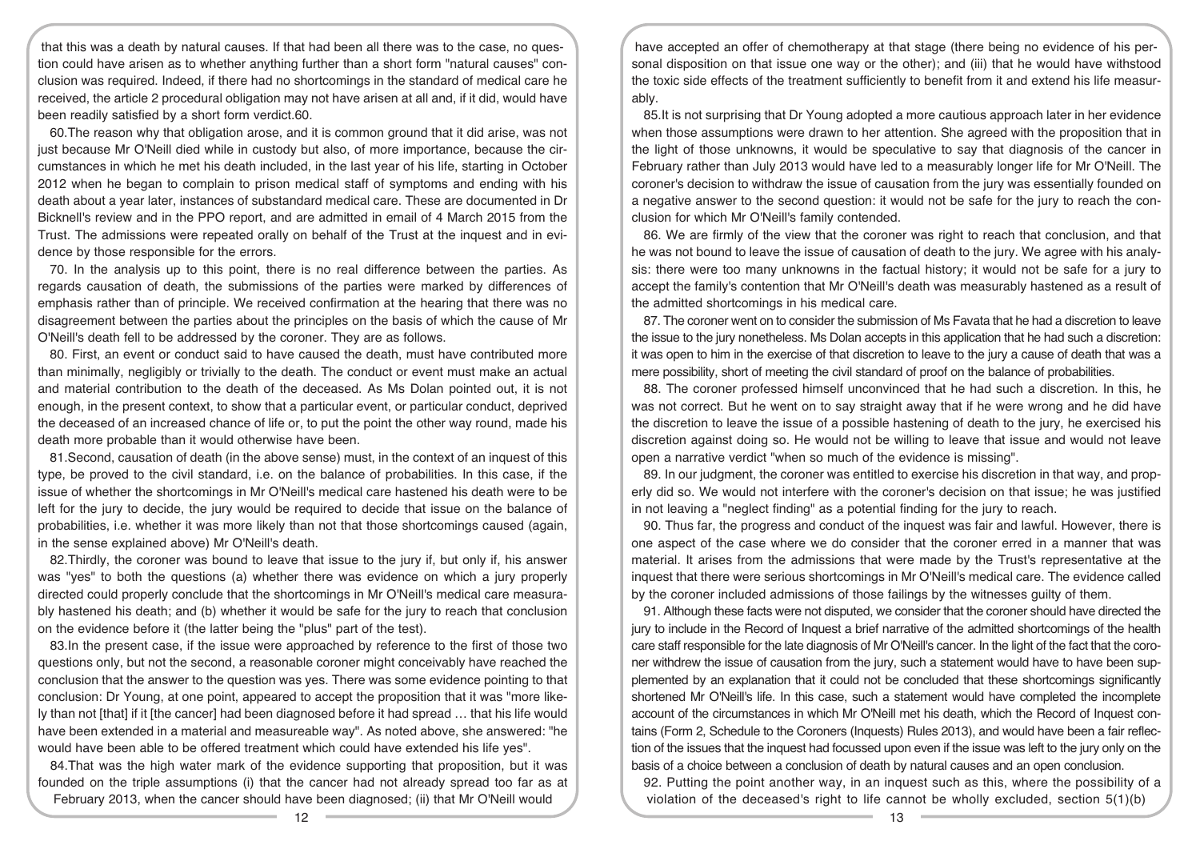that this was a death by natural causes. If that had been all there was to the case, no question could have arisen as to whether anything further than a short form "natural causes" conclusion was required. Indeed, if there had no shortcomings in the standard of medical care he received, the article 2 procedural obligation may not have arisen at all and, if it did, would have been readily satisfied by a short form verdict.60.

60.The reason why that obligation arose, and it is common ground that it did arise, was not just because Mr O'Neill died while in custody but also, of more importance, because the circumstances in which he met his death included, in the last year of his life, starting in October 2012 when he began to complain to prison medical staff of symptoms and ending with his death about a year later, instances of substandard medical care. These are documented in Dr Bicknell's review and in the PPO report, and are admitted in email of 4 March 2015 from the Trust. The admissions were repeated orally on behalf of the Trust at the inquest and in evidence by those responsible for the errors.

70. In the analysis up to this point, there is no real difference between the parties. As regards causation of death, the submissions of the parties were marked by differences of emphasis rather than of principle. We received confirmation at the hearing that there was no disagreement between the parties about the principles on the basis of which the cause of Mr O'Neill's death fell to be addressed by the coroner. They are as follows.

80. First, an event or conduct said to have caused the death, must have contributed more than minimally, negligibly or trivially to the death. The conduct or event must make an actual and material contribution to the death of the deceased. As Ms Dolan pointed out, it is not enough, in the present context, to show that a particular event, or particular conduct, deprived the deceased of an increased chance of life or, to put the point the other way round, made his death more probable than it would otherwise have been.

81.Second, causation of death (in the above sense) must, in the context of an inquest of this type, be proved to the civil standard, i.e. on the balance of probabilities. In this case, if the issue of whether the shortcomings in Mr O'Neill's medical care hastened his death were to be left for the jury to decide, the jury would be required to decide that issue on the balance of probabilities, i.e. whether it was more likely than not that those shortcomings caused (again, in the sense explained above) Mr O'Neill's death.

82.Thirdly, the coroner was bound to leave that issue to the jury if, but only if, his answer was "yes" to both the questions (a) whether there was evidence on which a jury properly directed could properly conclude that the shortcomings in Mr O'Neill's medical care measurably hastened his death; and (b) whether it would be safe for the jury to reach that conclusion on the evidence before it (the latter being the "plus" part of the test).

83.In the present case, if the issue were approached by reference to the first of those two questions only, but not the second, a reasonable coroner might conceivably have reached the conclusion that the answer to the question was yes. There was some evidence pointing to that conclusion: Dr Young, at one point, appeared to accept the proposition that it was "more likely than not [that] if it [the cancer] had been diagnosed before it had spread … that his life would have been extended in a material and measureable way". As noted above, she answered: "he would have been able to be offered treatment which could have extended his life yes".

84.That was the high water mark of the evidence supporting that proposition, but it was founded on the triple assumptions (i) that the cancer had not already spread too far as at February 2013, when the cancer should have been diagnosed; (ii) that Mr O'Neill would have accepted an offer of chemotherapy at that stage (there being no evidence of his personal disposition on that issue one way or the other); and (iii) that he would have withstood the toxic side effects of the treatment sufficiently to benefit from it and extend his life measurably.

85.It is not surprising that Dr Young adopted a more cautious approach later in her evidence when those assumptions were drawn to her attention. She agreed with the proposition that in the light of those unknowns, it would be speculative to say that diagnosis of the cancer in February rather than July 2013 would have led to a measurably longer life for Mr O'Neill. The coroner's decision to withdraw the issue of causation from the jury was essentially founded on a negative answer to the second question: it would not be safe for the jury to reach the conclusion for which Mr O'Neill's family contended.

86. We are firmly of the view that the coroner was right to reach that conclusion, and that he was not bound to leave the issue of causation of death to the jury. We agree with his analysis: there were too many unknowns in the factual history; it would not be safe for a jury to accept the family's contention that Mr O'Neill's death was measurably hastened as a result of the admitted shortcomings in his medical care.

87. The coroner went on to consider the submission of Ms Favata that he had a discretion to leave the issue to the jury nonetheless. Ms Dolan accepts in this application that he had such a discretion: it was open to him in the exercise of that discretion to leave to the jury a cause of death that was a mere possibility, short of meeting the civil standard of proof on the balance of probabilities.

88. The coroner professed himself unconvinced that he had such a discretion. In this, he was not correct. But he went on to say straight away that if he were wrong and he did have the discretion to leave the issue of a possible hastening of death to the jury, he exercised his discretion against doing so. He would not be willing to leave that issue and would not leave open a narrative verdict "when so much of the evidence is missing".

89. In our judgment, the coroner was entitled to exercise his discretion in that way, and properly did so. We would not interfere with the coroner's decision on that issue; he was justified in not leaving a "neglect finding" as a potential finding for the jury to reach.

90. Thus far, the progress and conduct of the inquest was fair and lawful. However, there is one aspect of the case where we do consider that the coroner erred in a manner that was material. It arises from the admissions that were made by the Trust's representative at the inquest that there were serious shortcomings in Mr O'Neill's medical care. The evidence called by the coroner included admissions of those failings by the witnesses guilty of them.

91. Although these facts were not disputed, we consider that the coroner should have directed the jury to include in the Record of Inquest a brief narrative of the admitted shortcomings of the health care staff responsible for the late diagnosis of Mr O'Neill's cancer. In the light of the fact that the coroner withdrew the issue of causation from the jury, such a statement would have to have been supplemented by an explanation that it could not be concluded that these shortcomings significantly shortened Mr O'Neill's life. In this case, such a statement would have completed the incomplete account of the circumstances in which Mr O'Neill met his death, which the Record of Inquest contains (Form 2, Schedule to the Coroners (Inquests) Rules 2013), and would have been a fair reflection of the issues that the inquest had focussed upon even if the issue was left to the jury only on the basis of a choice between a conclusion of death by natural causes and an open conclusion.

92. Putting the point another way, in an inquest such as this, where the possibility of a violation of the deceased's right to life cannot be wholly excluded, section 5(1)(b)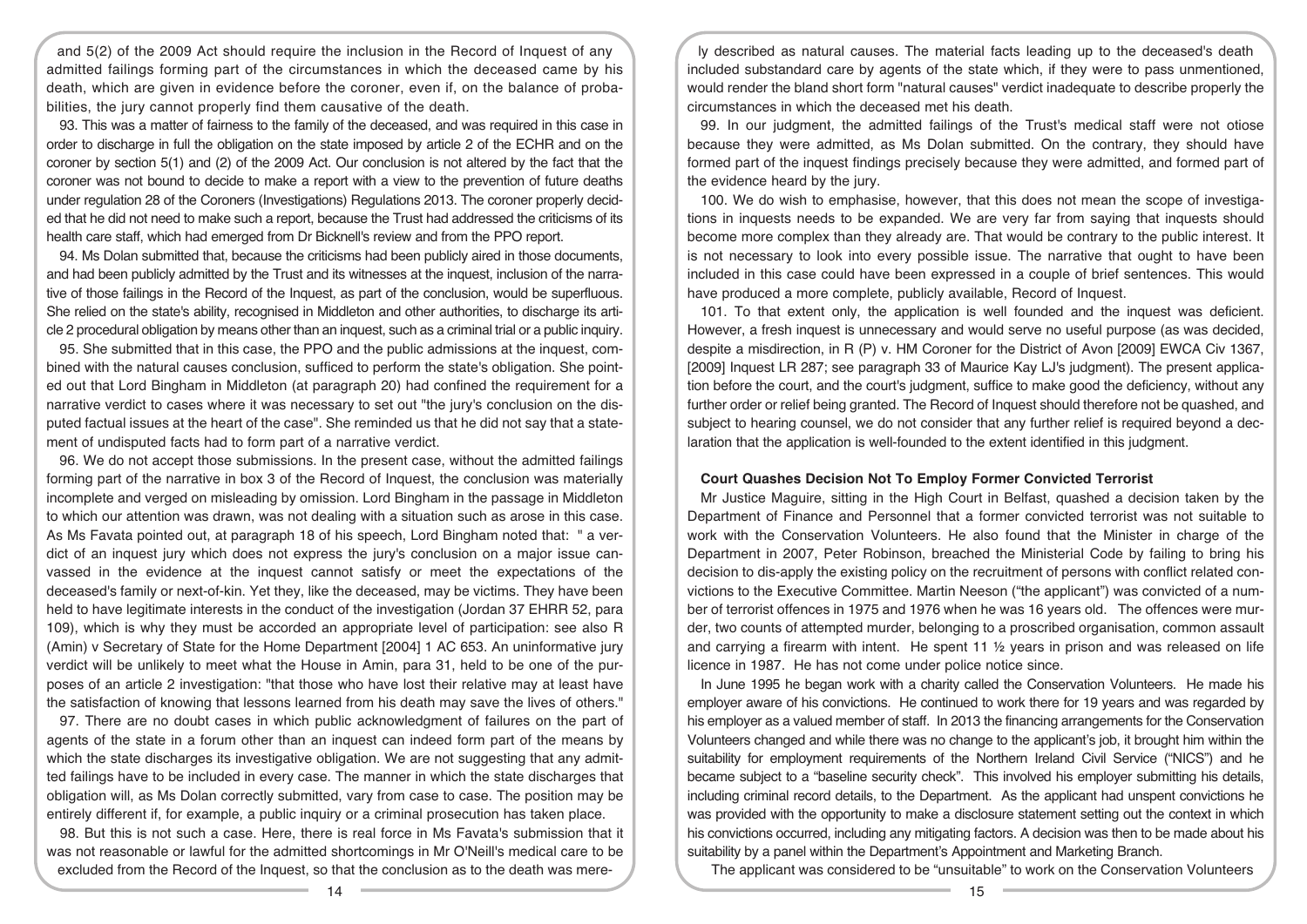and 5(2) of the 2009 Act should require the inclusion in the Record of Inquest of any admitted failings forming part of the circumstances in which the deceased came by his death, which are given in evidence before the coroner, even if, on the balance of probabilities, the jury cannot properly find them causative of the death.

93. This was a matter of fairness to the family of the deceased, and was required in this case in order to discharge in full the obligation on the state imposed by article 2 of the ECHR and on the coroner by section 5(1) and (2) of the 2009 Act. Our conclusion is not altered by the fact that the coroner was not bound to decide to make a report with a view to the prevention of future deaths under regulation 28 of the Coroners (Investigations) Regulations 2013. The coroner properly decided that he did not need to make such a report, because the Trust had addressed the criticisms of its health care staff, which had emerged from Dr Bicknell's review and from the PPO report.

94. Ms Dolan submitted that, because the criticisms had been publicly aired in those documents, and had been publicly admitted by the Trust and its witnesses at the inquest, inclusion of the narrative of those failings in the Record of the Inquest, as part of the conclusion, would be superfluous. She relied on the state's ability, recognised in Middleton and other authorities, to discharge its article 2 procedural obligation by means other than an inquest, such as a criminal trial or a public inquiry.

95. She submitted that in this case, the PPO and the public admissions at the inquest, combined with the natural causes conclusion, sufficed to perform the state's obligation. She pointed out that Lord Bingham in Middleton (at paragraph 20) had confined the requirement for a narrative verdict to cases where it was necessary to set out "the jury's conclusion on the disputed factual issues at the heart of the case". She reminded us that he did not say that a statement of undisputed facts had to form part of a narrative verdict.

96. We do not accept those submissions. In the present case, without the admitted failings forming part of the narrative in box 3 of the Record of Inquest, the conclusion was materially incomplete and verged on misleading by omission. Lord Bingham in the passage in Middleton to which our attention was drawn, was not dealing with a situation such as arose in this case. As Ms Favata pointed out, at paragraph 18 of his speech, Lord Bingham noted that: " a verdict of an inquest jury which does not express the jury's conclusion on a major issue canvassed in the evidence at the inquest cannot satisfy or meet the expectations of the deceased's family or next-of-kin. Yet they, like the deceased, may be victims. They have been held to have legitimate interests in the conduct of the investigation (Jordan 37 EHRR 52, para 109), which is why they must be accorded an appropriate level of participation: see also R (Amin) v Secretary of State for the Home Department [2004] 1 AC 653. An uninformative jury verdict will be unlikely to meet what the House in Amin, para 31, held to be one of the purposes of an article 2 investigation: "that those who have lost their relative may at least have the satisfaction of knowing that lessons learned from his death may save the lives of others."

97. There are no doubt cases in which public acknowledgment of failures on the part of agents of the state in a forum other than an inquest can indeed form part of the means by which the state discharges its investigative obligation. We are not suggesting that any admitted failings have to be included in every case. The manner in which the state discharges that obligation will, as Ms Dolan correctly submitted, vary from case to case. The position may be entirely different if, for example, a public inquiry or a criminal prosecution has taken place.

98. But this is not such a case. Here, there is real force in Ms Favata's submission that it was not reasonable or lawful for the admitted shortcomings in Mr O'Neill's medical care to be excluded from the Record of the Inquest, so that the conclusion as to the death was merely described as natural causes. The material facts leading up to the deceased's death included substandard care by agents of the state which, if they were to pass unmentioned, would render the bland short form "natural causes" verdict inadequate to describe properly the circumstances in which the deceased met his death.

99. In our judgment, the admitted failings of the Trust's medical staff were not otiose because they were admitted, as Ms Dolan submitted. On the contrary, they should have formed part of the inquest findings precisely because they were admitted, and formed part of the evidence heard by the jury.

100. We do wish to emphasise, however, that this does not mean the scope of investigations in inquests needs to be expanded. We are very far from saying that inquests should become more complex than they already are. That would be contrary to the public interest. It is not necessary to look into every possible issue. The narrative that ought to have been included in this case could have been expressed in a couple of brief sentences. This would have produced a more complete, publicly available, Record of Inquest.

101. To that extent only, the application is well founded and the inquest was deficient. However, a fresh inquest is unnecessary and would serve no useful purpose (as was decided, despite a misdirection, in R (P) v. HM Coroner for the District of Avon [2009] EWCA Civ 1367, [2009] Inquest LR 287; see paragraph 33 of Maurice Kay LJ's judgment). The present application before the court, and the court's judgment, suffice to make good the deficiency, without any further order or relief being granted. The Record of Inquest should therefore not be quashed, and subject to hearing counsel, we do not consider that any further relief is required beyond a declaration that the application is well-founded to the extent identified in this judgment.

## Court Quashes Decision Not To Employ Former Convicted Terrorist

Mr Justice Maguire, sitting in the High Court in Belfast, quashed a decision taken by the Department of Finance and Personnel that a former convicted terrorist was not suitable to work with the Conservation Volunteers. He also found that the Minister in charge of the Department in 2007, Peter Robinson, breached the Ministerial Code by failing to bring his decision to dis-apply the existing policy on the recruitment of persons with conflict related convictions to the Executive Committee. Martin Neeson ("the applicant") was convicted of a number of terrorist offences in 1975 and 1976 when he was 16 years old. The offences were murder, two counts of attempted murder, belonging to a proscribed organisation, common assault and carrying a firearm with intent. He spent 11 ½ years in prison and was released on life licence in 1987. He has not come under police notice since.

In June 1995 he began work with a charity called the Conservation Volunteers. He made his employer aware of his convictions. He continued to work there for 19 years and was regarded by his employer as a valued member of staff. In 2013 the financing arrangements for the Conservation Volunteers changed and while there was no change to the applicant's job, it brought him within the suitability for employment requirements of the Northern Ireland Civil Service ("NICS") and he became subject to a "baseline security check". This involved his employer submitting his details, including criminal record details, to the Department. As the applicant had unspent convictions he was provided with the opportunity to make a disclosure statement setting out the context in which his convictions occurred, including any mitigating factors. A decision was then to be made about his suitability by a panel within the Department's Appointment and Marketing Branch.

The applicant was considered to be "unsuitable" to work on the Conservation Volunteers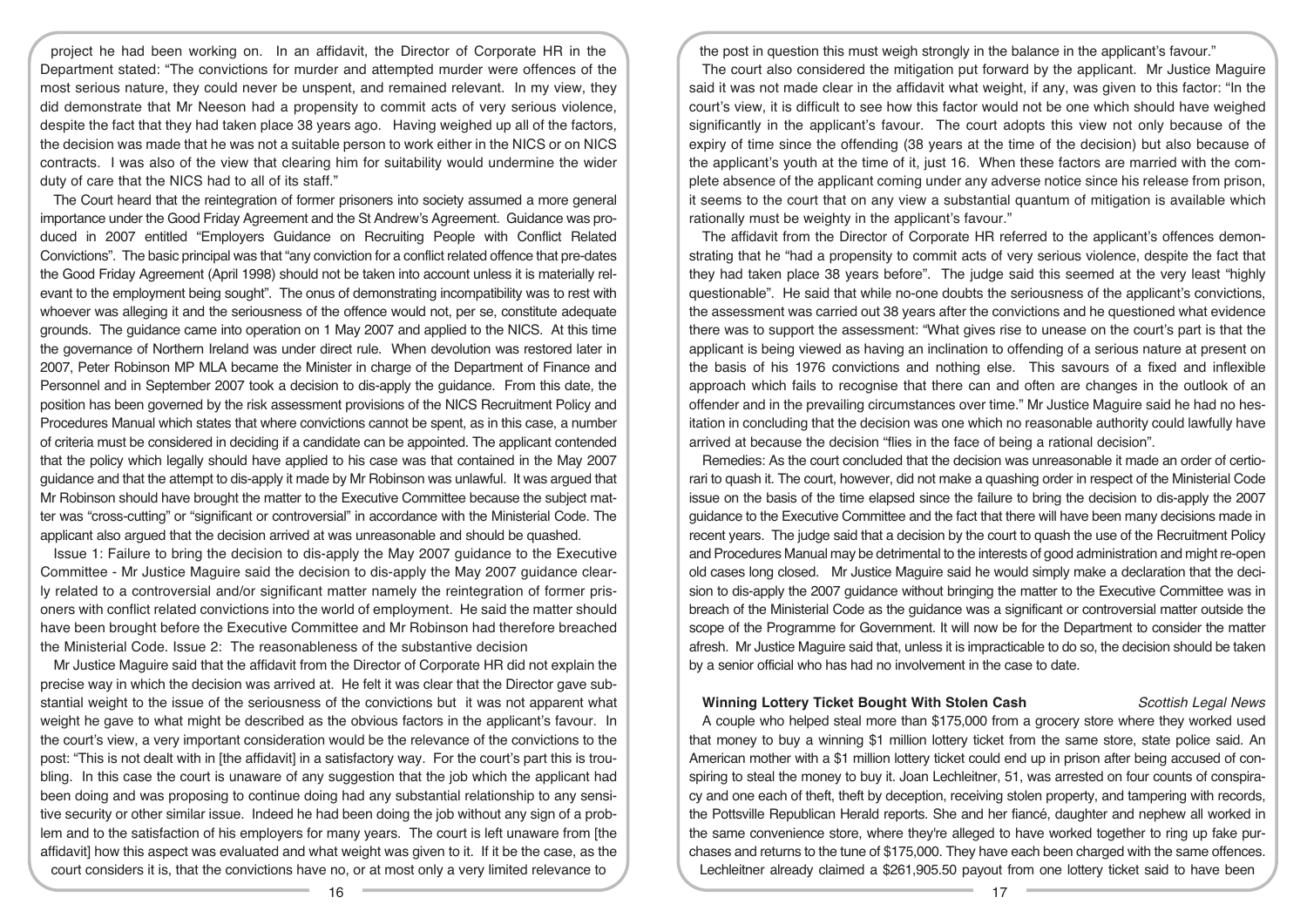project he had been working on. In an affidavit, the Director of Corporate HR in the Department stated: "The convictions for murder and attempted murder were offences of the most serious nature, they could never be unspent, and remained relevant. In my view, they did demonstrate that Mr Neeson had a propensity to commit acts of very serious violence, despite the fact that they had taken place 38 years ago. Having weighed up all of the factors, the decision was made that he was not a suitable person to work either in the NICS or on NICS contracts. I was also of the view that clearing him for suitability would undermine the wider duty of care that the NICS had to all of its staff."

The Court heard that the reintegration of former prisoners into society assumed a more general importance under the Good Friday Agreement and the St Andrew's Agreement. Guidance was produced in 2007 entitled "Employers Guidance on Recruiting People with Conflict Related Convictions". The basic principal was that "any conviction for a conflict related offence that pre-dates the Good Friday Agreement (April 1998) should not be taken into account unless it is materially relevant to the employment being sought". The onus of demonstrating incompatibility was to rest with whoever was alleging it and the seriousness of the offence would not, per se, constitute adequate grounds. The guidance came into operation on 1 May 2007 and applied to the NICS. At this time the governance of Northern Ireland was under direct rule. When devolution was restored later in 2007, Peter Robinson MP MLA became the Minister in charge of the Department of Finance and Personnel and in September 2007 took a decision to dis-apply the guidance. From this date, the position has been governed by the risk assessment provisions of the NICS Recruitment Policy and Procedures Manual which states that where convictions cannot be spent, as in this case, a number of criteria must be considered in deciding if a candidate can be appointed. The applicant contended that the policy which legally should have applied to his case was that contained in the May 2007 guidance and that the attempt to dis-apply it made by Mr Robinson was unlawful. It was argued that Mr Robinson should have brought the matter to the Executive Committee because the subject matter was "cross-cutting" or "significant or controversial" in accordance with the Ministerial Code. The applicant also argued that the decision arrived at was unreasonable and should be quashed.

Issue 1: Failure to bring the decision to dis-apply the May 2007 guidance to the Executive Committee - Mr Justice Maguire said the decision to dis-apply the May 2007 guidance clearly related to a controversial and/or significant matter namely the reintegration of former prisoners with conflict related convictions into the world of employment. He said the matter should have been brought before the Executive Committee and Mr Robinson had therefore breached the Ministerial Code. Issue 2: The reasonableness of the substantive decision

Mr Justice Maguire said that the affidavit from the Director of Corporate HR did not explain the precise way in which the decision was arrived at. He felt it was clear that the Director gave substantial weight to the issue of the seriousness of the convictions but it was not apparent what weight he gave to what might be described as the obvious factors in the applicant's favour. In the court's view, a very important consideration would be the relevance of the convictions to the post: "This is not dealt with in [the affidavit] in a satisfactory way. For the court's part this is troubling. In this case the court is unaware of any suggestion that the job which the applicant had been doing and was proposing to continue doing had any substantial relationship to any sensitive security or other similar issue. Indeed he had been doing the job without any sign of a problem and to the satisfaction of his employers for many years. The court is left unaware from [the affidavit] how this aspect was evaluated and what weight was given to it. If it be the case, as the court considers it is, that the convictions have no, or at most only a very limited relevance to the post in question this must weigh strongly in the balance in the applicant's favour."

The court also considered the mitigation put forward by the applicant. Mr Justice Maguire said it was not made clear in the affidavit what weight, if any, was given to this factor: "In the court's view, it is difficult to see how this factor would not be one which should have weighed significantly in the applicant's favour. The court adopts this view not only because of the expiry of time since the offending (38 years at the time of the decision) but also because of the applicant's youth at the time of it, just 16. When these factors are married with the complete absence of the applicant coming under any adverse notice since his release from prison, it seems to the court that on any view a substantial quantum of mitigation is available which rationally must be weighty in the applicant's favour."

The affidavit from the Director of Corporate HR referred to the applicant's offences demonstrating that he "had a propensity to commit acts of very serious violence, despite the fact that they had taken place 38 years before". The judge said this seemed at the very least "highly questionable". He said that while no-one doubts the seriousness of the applicant's convictions, the assessment was carried out 38 years after the convictions and he questioned what evidence there was to support the assessment: "What gives rise to unease on the court's part is that the applicant is being viewed as having an inclination to offending of a serious nature at present on the basis of his 1976 convictions and nothing else. This savours of a fixed and inflexible approach which fails to recognise that there can and often are changes in the outlook of an offender and in the prevailing circumstances over time." Mr Justice Maguire said he had no hesitation in concluding that the decision was one which no reasonable authority could lawfully have arrived at because the decision "flies in the face of being a rational decision".

Remedies: As the court concluded that the decision was unreasonable it made an order of certiorari to quash it. The court, however, did not make a quashing order in respect of the Ministerial Code issue on the basis of the time elapsed since the failure to bring the decision to dis-apply the 2007 guidance to the Executive Committee and the fact that there will have been many decisions made in recent years. The judge said that a decision by the court to quash the use of the Recruitment Policy and Procedures Manual may be detrimental to the interests of good administration and might re-open old cases long closed. Mr Justice Maguire said he would simply make a declaration that the decision to dis-apply the 2007 guidance without bringing the matter to the Executive Committee was in breach of the Ministerial Code as the guidance was a significant or controversial matter outside the scope of the Programme for Government. It will now be for the Department to consider the matter afresh. Mr Justice Maguire said that, unless it is impracticable to do so, the decision should be taken by a senior official who has had no involvement in the case to date.

## Winning Lottery Ticket Bought With Stolen Cash

*Scottish Legal News*

A couple who helped steal more than $175,000 from a grocery store where they worked used that money to buy a winning $1 million lottery ticket from the same store, state police said. An American mother with a $1 million lottery ticket could end up in prison after being accused of conspiring to steal the money to buy it. Joan Lechleitner, 51, was arrested on four counts of conspiracy and one each of theft, theft by deception, receiving stolen property, and tampering with records, the Pottsville Republican Herald reports. She and her fiancé, daughter and nephew all worked in the same convenience store, where they're alleged to have worked together to ring up fake purchases and returns to the tune of $175,000. They have each been charged with the same offences.

Lechleitner already claimed a $261,905.50 payout from one lottery ticket said to have been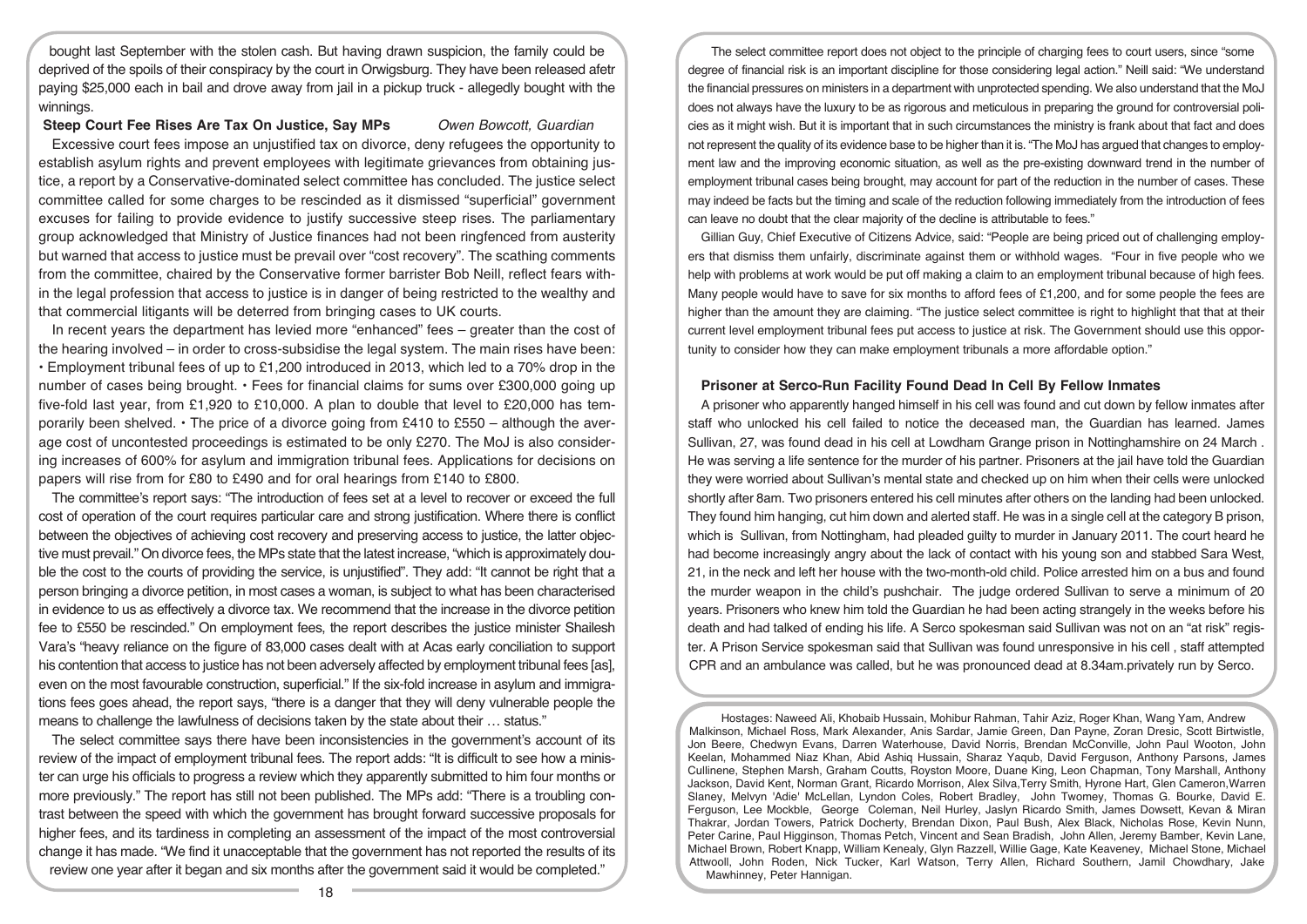bought last September with the stolen cash. But having drawn suspicion, the family could be deprived of the spoils of their conspiracy by the court in Orwigsburg. They have been released afetr paying $25,000 each in bail and drove away from jail in a pickup truck - allegedly bought with the winnings.

## Steep Court Fee Rises Are Tax On Justice, Say MPs

*Owen Bowcott, Guardian*

Excessive court fees impose an unjustified tax on divorce, deny refugees the opportunity to establish asylum rights and prevent employees with legitimate grievances from obtaining justice, a report by a Conservative-dominated select committee has concluded. The justice select committee called for some charges to be rescinded as it dismissed "superficial" government excuses for failing to provide evidence to justify successive steep rises. The parliamentary group acknowledged that Ministry of Justice finances had not been ringfenced from austerity but warned that access to justice must be prevail over "cost recovery". The scathing comments from the committee, chaired by the Conservative former barrister Bob Neill, reflect fears within the legal profession that access to justice is in danger of being restricted to the wealthy and that commercial litigants will be deterred from bringing cases to UK courts.

In recent years the department has levied more "enhanced" fees – greater than the cost of the hearing involved – in order to cross-subsidise the legal system. The main rises have been: • Employment tribunal fees of up to £1,200 introduced in 2013, which led to a 70% drop in the number of cases being brought. • Fees for financial claims for sums over £300,000 going up five-fold last year, from £1,920 to £10,000. A plan to double that level to £20,000 has temporarily been shelved. • The price of a divorce going from £410 to £550 – although the average cost of uncontested proceedings is estimated to be only £270. The MoJ is also considering increases of 600% for asylum and immigration tribunal fees. Applications for decisions on papers will rise from for £80 to £490 and for oral hearings from £140 to £800.

The committee's report says: "The introduction of fees set at a level to recover or exceed the full cost of operation of the court requires particular care and strong justification. Where there is conflict between the objectives of achieving cost recovery and preserving access to justice, the latter objective must prevail." On divorce fees, the MPs state that the latest increase, "which is approximately double the cost to the courts of providing the service, is unjustified". They add: "It cannot be right that a person bringing a divorce petition, in most cases a woman, is subject to what has been characterised in evidence to us as effectively a divorce tax. We recommend that the increase in the divorce petition fee to £550 be rescinded." On employment fees, the report describes the justice minister Shailesh Vara's "heavy reliance on the figure of 83,000 cases dealt with at Acas early conciliation to support his contention that access to justice has not been adversely affected by employment tribunal fees [as], even on the most favourable construction, superficial." If the six-fold increase in asylum and immigrations fees goes ahead, the report says, "there is a danger that they will deny vulnerable people the means to challenge the lawfulness of decisions taken by the state about their … status."

The select committee says there have been inconsistencies in the government's account of its review of the impact of employment tribunal fees. The report adds: "It is difficult to see how a minister can urge his officials to progress a review which they apparently submitted to him four months or more previously." The report has still not been published. The MPs add: "There is a troubling contrast between the speed with which the government has brought forward successive proposals for higher fees, and its tardiness in completing an assessment of the impact of the most controversial change it has made. "We find it unacceptable that the government has not reported the results of its review one year after it began and six months after the government said it would be completed."

The select committee report does not object to the principle of charging fees to court users, since "some degree of financial risk is an important discipline for those considering legal action." Neill said: "We understand the financial pressures on ministers in a department with unprotected spending. We also understand that the MoJ does not always have the luxury to be as rigorous and meticulous in preparing the ground for controversial policies as it might wish. But it is important that in such circumstances the ministry is frank about that fact and does not represent the quality of its evidence base to be higher than it is. "The MoJ has argued that changes to employment law and the improving economic situation, as well as the pre-existing downward trend in the number of employment tribunal cases being brought, may account for part of the reduction in the number of cases. These may indeed be facts but the timing and scale of the reduction following immediately from the introduction of fees can leave no doubt that the clear majority of the decline is attributable to fees."

Gillian Guy, Chief Executive of Citizens Advice, said: "People are being priced out of challenging employers that dismiss them unfairly, discriminate against them or withhold wages. "Four in five people who we help with problems at work would be put off making a claim to an employment tribunal because of high fees. Many people would have to save for six months to afford fees of £1,200, and for some people the fees are higher than the amount they are claiming. "The justice select committee is right to highlight that that at their current level employment tribunal fees put access to justice at risk. The Government should use this opportunity to consider how they can make employment tribunals a more affordable option."

## Prisoner at Serco-Run Facility Found Dead In Cell By Fellow Inmates

A prisoner who apparently hanged himself in his cell was found and cut down by fellow inmates after staff who unlocked his cell failed to notice the deceased man, the Guardian has learned. James Sullivan, 27, was found dead in his cell at Lowdham Grange prison in Nottinghamshire on 24 March . He was serving a life sentence for the murder of his partner. Prisoners at the jail have told the Guardian they were worried about Sullivan's mental state and checked up on him when their cells were unlocked shortly after 8am. Two prisoners entered his cell minutes after others on the landing had been unlocked. They found him hanging, cut him down and alerted staff. He was in a single cell at the category B prison, which is Sullivan, from Nottingham, had pleaded guilty to murder in January 2011. The court heard he had become increasingly angry about the lack of contact with his young son and stabbed Sara West, 21, in the neck and left her house with the two-month-old child. Police arrested him on a bus and found the murder weapon in the child's pushchair. The judge ordered Sullivan to serve a minimum of 20 years. Prisoners who knew him told the Guardian he had been acting strangely in the weeks before his death and had talked of ending his life. A Serco spokesman said Sullivan was not on an "at risk" register. A Prison Service spokesman said that Sullivan was found unresponsive in his cell , staff attempted CPR and an ambulance was called, but he was pronounced dead at 8.34am.privately run by Serco.

Hostages: Naweed Ali, Khobaib Hussain, Mohibur Rahman, Tahir Aziz, Roger Khan, Wang Yam, Andrew Malkinson, Michael Ross, Mark Alexander, Anis Sardar, Jamie Green, Dan Payne, Zoran Dresic, Scott Birtwistle, Jon Beere, Chedwyn Evans, Darren Waterhouse, David Norris, Brendan McConville, John Paul Wooton, John Keelan, Mohammed Niaz Khan, Abid Ashiq Hussain, Sharaz Yaqub, David Ferguson, Anthony Parsons, James Cullinene, Stephen Marsh, Graham Coutts, Royston Moore, Duane King, Leon Chapman, Tony Marshall, Anthony Jackson, David Kent, Norman Grant, Ricardo Morrison, Alex Silva,Terry Smith, Hyrone Hart, Glen Cameron,Warren Slaney, Melvyn 'Adie' McLellan, Lyndon Coles, Robert Bradley, John Twomey, Thomas G. Bourke, David E. Ferguson, Lee Mockble, George Coleman, Neil Hurley, Jaslyn Ricardo Smith, James Dowsett, Kevan & Miran Thakrar, Jordan Towers, Patrick Docherty, Brendan Dixon, Paul Bush, Alex Black, Nicholas Rose, Kevin Nunn, Peter Carine, Paul Higginson, Thomas Petch, Vincent and Sean Bradish, John Allen, Jeremy Bamber, Kevin Lane, Michael Brown, Robert Knapp, William Kenealy, Glyn Razzell, Willie Gage, Kate Keaveney, Michael Stone, Michael Attwooll, John Roden, Nick Tucker, Karl Watson, Terry Allen, Richard Southern, Jamil Chowdhary, Jake Mawhinney, Peter Hannigan.